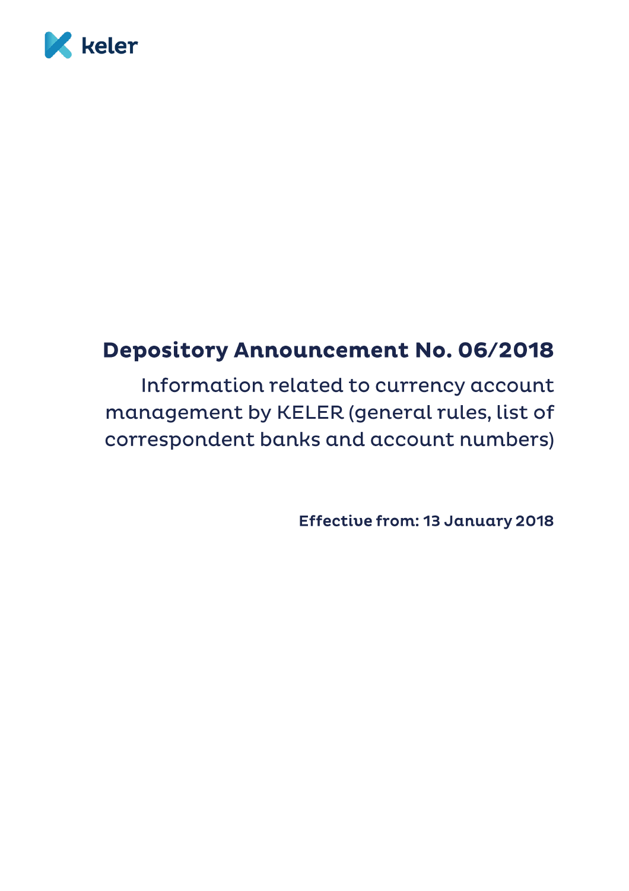keler

# Depository Announcement No. 06/2018

## Information related to currency account management by KELER (general rules, list of correspondent banks and account numbers)

**Effective from: 13 January 2018**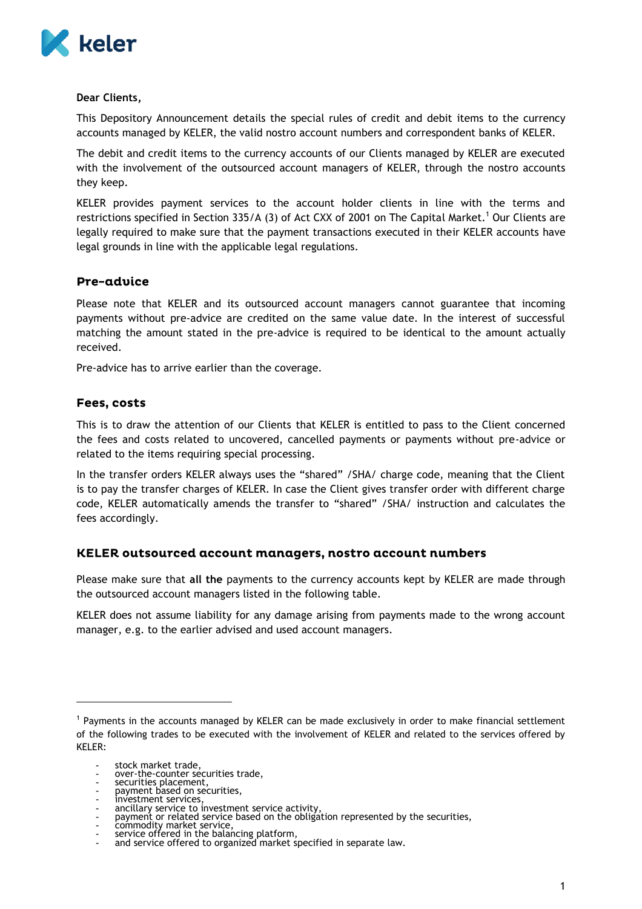Dear Clients,

This Depository Announcement details the special rules of credit and debit items to the currency accounts managed by KELER, the valid nostro account numbers and correspondent banks of KELER.

The debit and credit items to the currency accounts of our Clients managed by KELER are executed with the involvement of the outsourced account managers of KELER, through the nostro accounts they keep.

KELER provides payment services to the account holder clients in line with the terms and restrictions specified in Section 335/A (3) of Act CXX of 2001 on The Capital Market.[1] Our Clients are legally required to make sure that the payment transactions executed in their KELER accounts have legal grounds in line with the applicable legal regulations.

## Pre-advice

Please note that KELER and its outsourced account managers cannot guarantee that incoming payments without pre-advice are credited on the same value date. In the interest of successful matching the amount stated in the pre-advice is required to be identical to the amount actually received.

Pre-advice has to arrive earlier than the coverage.

## Fees, costs

This is to draw the attention of our Clients that KELER is entitled to pass to the Client concerned the fees and costs related to uncovered, cancelled payments or payments without pre-advice or related to the items requiring special processing.

In the transfer orders KELER always uses the “shared” /SHA/ charge code, meaning that the Client is to pay the transfer charges of KELER. In case the Client gives transfer order with different charge code, KELER automatically amends the transfer to “shared” /SHA/ instruction and calculates the fees accordingly.

## KELER outsourced account managers, nostro account numbers

Please make sure that **all the** payments to the currency accounts kept by KELER are made through the outsourced account managers listed in the following table.

KELER does not assume liability for any damage arising from payments made to the wrong account manager, e.g. to the earlier advised and used account managers.

---

[1] Payments in the accounts managed by KELER can be made exclusively in order to make financial settlement of the following trades to be executed with the involvement of KELER and related to the services offered by KELER:

- stock market trade,
- over-the-counter securities trade,
- securities placement,
- payment based on securities,
- investment services,
- ancillary service to investment service activity,
- payment or related service based on the obligation represented by the securities,
- commodity market service,
- service offered in the balancing platform,
- and service offered to organized market specified in separate law.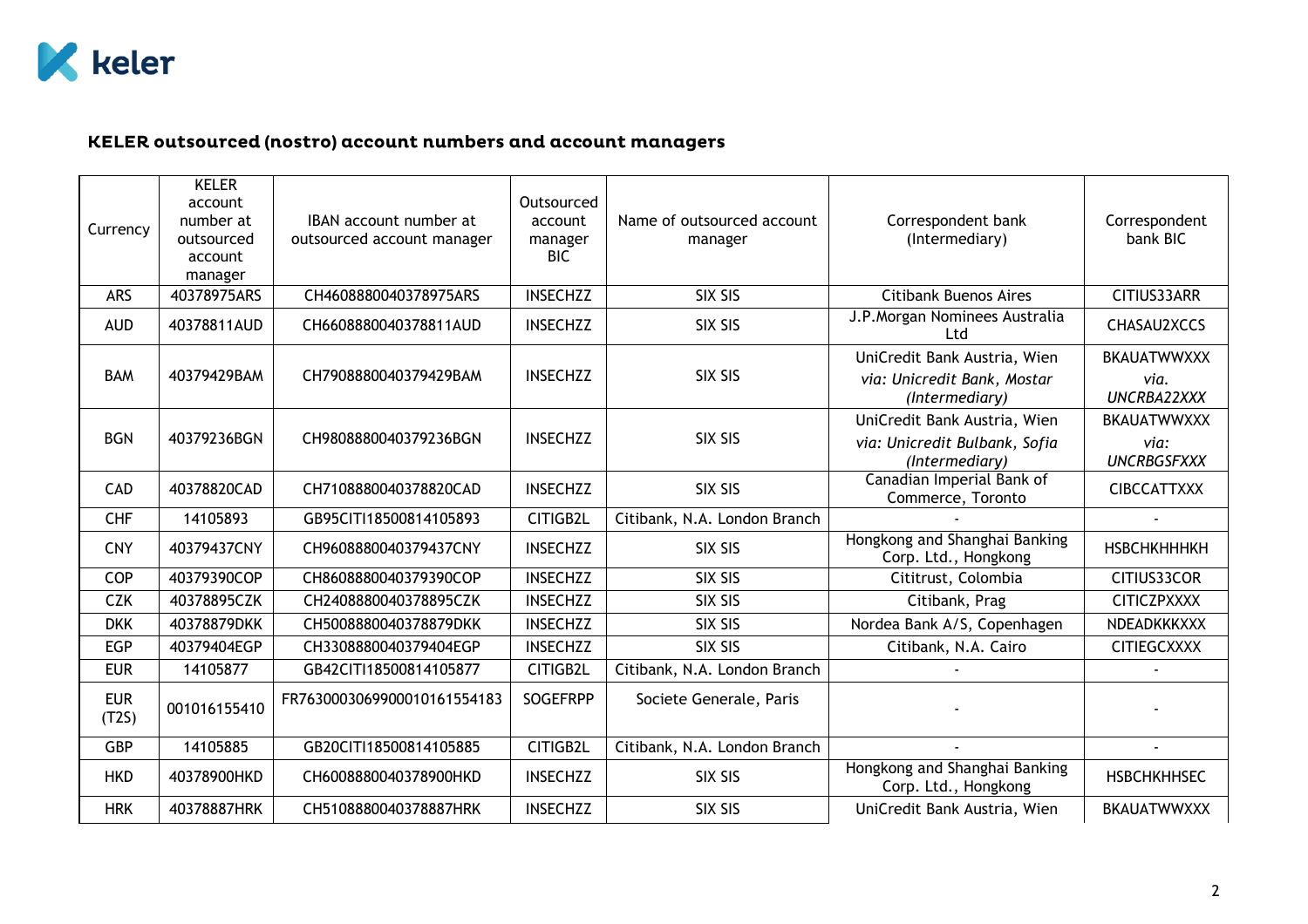## KELER outsourced (nostro) account numbers and account managers

| Currency | KELER account number at outsourced account manager | IBAN account number at outsourced account manager | Outsourced account manager BIC | Name of outsourced account manager | Correspondent bank (Intermediary) | Correspondent bank BIC |
|---|---|---|---|---|---|---|
| ARS | 40378975ARS | CH4608880040378975ARS | INSECHZZ | SIX SIS | Citibank Buenos Aires | CITIUS33ARR |
| AUD | 40378811AUD | CH6608880040378811AUD | INSECHZZ | SIX SIS | J.P.Morgan Nominees Australia Ltd | CHASAU2XCCS |
| BAM | 40379429BAM | CH7908880040379429BAM | INSECHZZ | SIX SIS | UniCredit Bank Austria, Wien *via: Unicredit Bank, Mostar (Intermediary)* | BKAUATWWXXX *via. UNCRBA22XXX* |
| BGN | 40379236BGN | CH9808880040379236BGN | INSECHZZ | SIX SIS | UniCredit Bank Austria, Wien *via: Unicredit Bulbank, Sofia (Intermediary)* | BKAUATWWXXX *via: UNCRBGSFXXX* |
| CAD | 40378820CAD | CH7108880040378820CAD | INSECHZZ | SIX SIS | Canadian Imperial Bank of Commerce, Toronto | CIBCCATTXXX |
| CHF | 14105893 | GB95CITI18500814105893 | CITIGB2L | Citibank, N.A. London Branch | - | - |
| CNY | 40379437CNY | CH9608880040379437CNY | INSECHZZ | SIX SIS | Hongkong and Shanghai Banking Corp. Ltd., Hongkong | HSBCHKHHHKH |
| COP | 40379390COP | CH8608880040379390COP | INSECHZZ | SIX SIS | Cititrust, Colombia | CITIUS33COR |
| CZK | 40378895CZK | CH2408880040378895CZK | INSECHZZ | SIX SIS | Citibank, Prag | CITICZPXXXX |
| DKK | 40378879DKK | CH5008880040378879DKK | INSECHZZ | SIX SIS | Nordea Bank A/S, Copenhagen | NDEADKKKXXX |
| EGP | 40379404EGP | CH3308880040379404EGP | INSECHZZ | SIX SIS | Citibank, N.A. Cairo | CITIEGCXXXX |
| EUR | 14105877 | GB42CITI18500814105877 | CITIGB2L | Citibank, N.A. London Branch | - | - |
| EUR (T2S) | 001016155410 | FR7630003069900010161554183 | SOGEFRPP | Societe Generale, Paris | - | - |
| GBP | 14105885 | GB20CITI18500814105885 | CITIGB2L | Citibank, N.A. London Branch | - | - |
| HKD | 40378900HKD | CH6008880040378900HKD | INSECHZZ | SIX SIS | Hongkong and Shanghai Banking Corp. Ltd., Hongkong | HSBCHKHHSEC |
| HRK | 40378887HRK | CH5108880040378887HRK | INSECHZZ | SIX SIS | UniCredit Bank Austria, Wien | BKAUATWWXXX |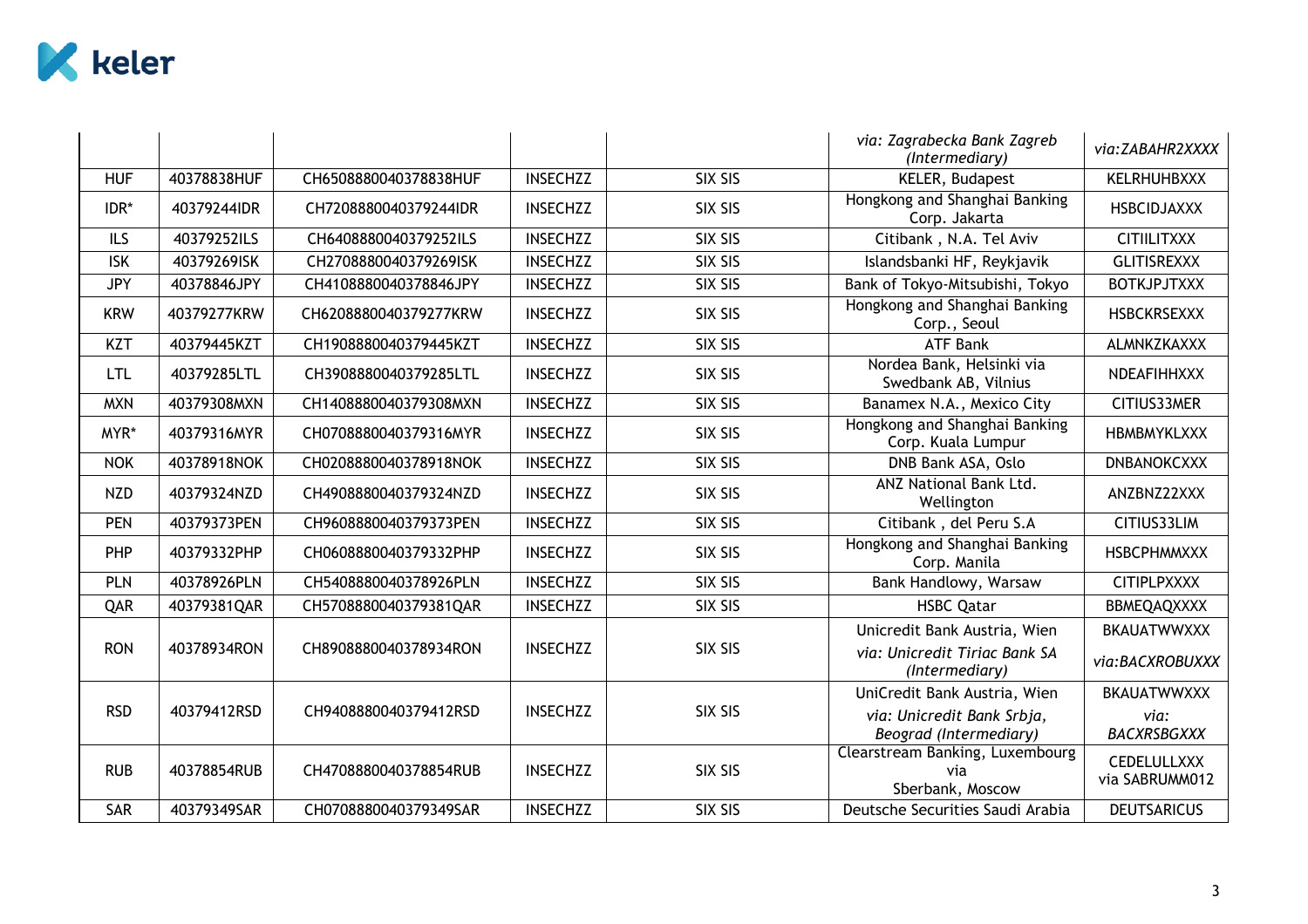| | | | | | | |
|---|---|---|---|---|---|---|
| | | | | | *via: Zagrabecka Bank Zagreb (Intermediary)* | *via:ZABAHR2XXXX* |
| HUF | 40378838HUF | CH6508880040378838HUF | INSECHZZ | SIX SIS | KELER, Budapest | KELRHUHBXXX |
| IDR* | 40379244IDR | CH7208880040379244IDR | INSECHZZ | SIX SIS | Hongkong and Shanghai Banking Corp. Jakarta | HSBCIDJAXXX |
| ILS | 40379252ILS | CH6408880040379252ILS | INSECHZZ | SIX SIS | Citibank , N.A. Tel Aviv | CITIILITXXX |
| ISK | 40379269ISK | CH2708880040379269ISK | INSECHZZ | SIX SIS | Islandsbanki HF, Reykjavik | GLITISREXXX |
| JPY | 40378846JPY | CH4108880040378846JPY | INSECHZZ | SIX SIS | Bank of Tokyo-Mitsubishi, Tokyo | BOTKJPJTXXX |
| KRW | 40379277KRW | CH6208880040379277KRW | INSECHZZ | SIX SIS | Hongkong and Shanghai Banking Corp., Seoul | HSBCKRSEXXX |
| KZT | 40379445KZT | CH1908880040379445KZT | INSECHZZ | SIX SIS | ATF Bank | ALMNKZKAXXX |
| LTL | 40379285LTL | CH3908880040379285LTL | INSECHZZ | SIX SIS | Nordea Bank, Helsinki via Swedbank AB, Vilnius | NDEAFIHHXXX |
| MXN | 40379308MXN | CH1408880040379308MXN | INSECHZZ | SIX SIS | Banamex N.A., Mexico City | CITIUS33MER |
| MYR* | 40379316MYR | CH0708880040379316MYR | INSECHZZ | SIX SIS | Hongkong and Shanghai Banking Corp. Kuala Lumpur | HBMBMYKLXXX |
| NOK | 40378918NOK | CH0208880040378918NOK | INSECHZZ | SIX SIS | DNB Bank ASA, Oslo | DNBANOKCXXX |
| NZD | 40379324NZD | CH4908880040379324NZD | INSECHZZ | SIX SIS | ANZ National Bank Ltd. Wellington | ANZBNZ22XXX |
| PEN | 40379373PEN | CH9608880040379373PEN | INSECHZZ | SIX SIS | Citibank , del Peru S.A | CITIUS33LIM |
| PHP | 40379332PHP | CH0608880040379332PHP | INSECHZZ | SIX SIS | Hongkong and Shanghai Banking Corp. Manila | HSBCPHMMXXX |
| PLN | 40378926PLN | CH5408880040378926PLN | INSECHZZ | SIX SIS | Bank Handlowy, Warsaw | CITIPLPXXXX |
| QAR | 40379381QAR | CH5708880040379381QAR | INSECHZZ | SIX SIS | HSBC Qatar | BBMEQAQXXXX |
| RON | 40378934RON | CH8908880040378934RON | INSECHZZ | SIX SIS | Unicredit Bank Austria, Wien<br>*via: Unicredit Tiriac Bank SA (Intermediary)* | BKAUATWWXXX<br>*via:BACXROBUXXX* |
| RSD | 40379412RSD | CH9408880040379412RSD | INSECHZZ | SIX SIS | UniCredit Bank Austria, Wien<br>*via: Unicredit Bank Srbja, Beograd (Intermediary)* | BKAUATWWXXX<br>*via: BACXRSBGXXX* |
| RUB | 40378854RUB | CH4708880040378854RUB | INSECHZZ | SIX SIS | Clearstream Banking, Luxembourg via Sberbank, Moscow | CEDELULLXXX via SABRUMM012 |
| SAR | 40379349SAR | CH0708880040379349SAR | INSECHZZ | SIX SIS | Deutsche Securities Saudi Arabia | DEUTSARICUS |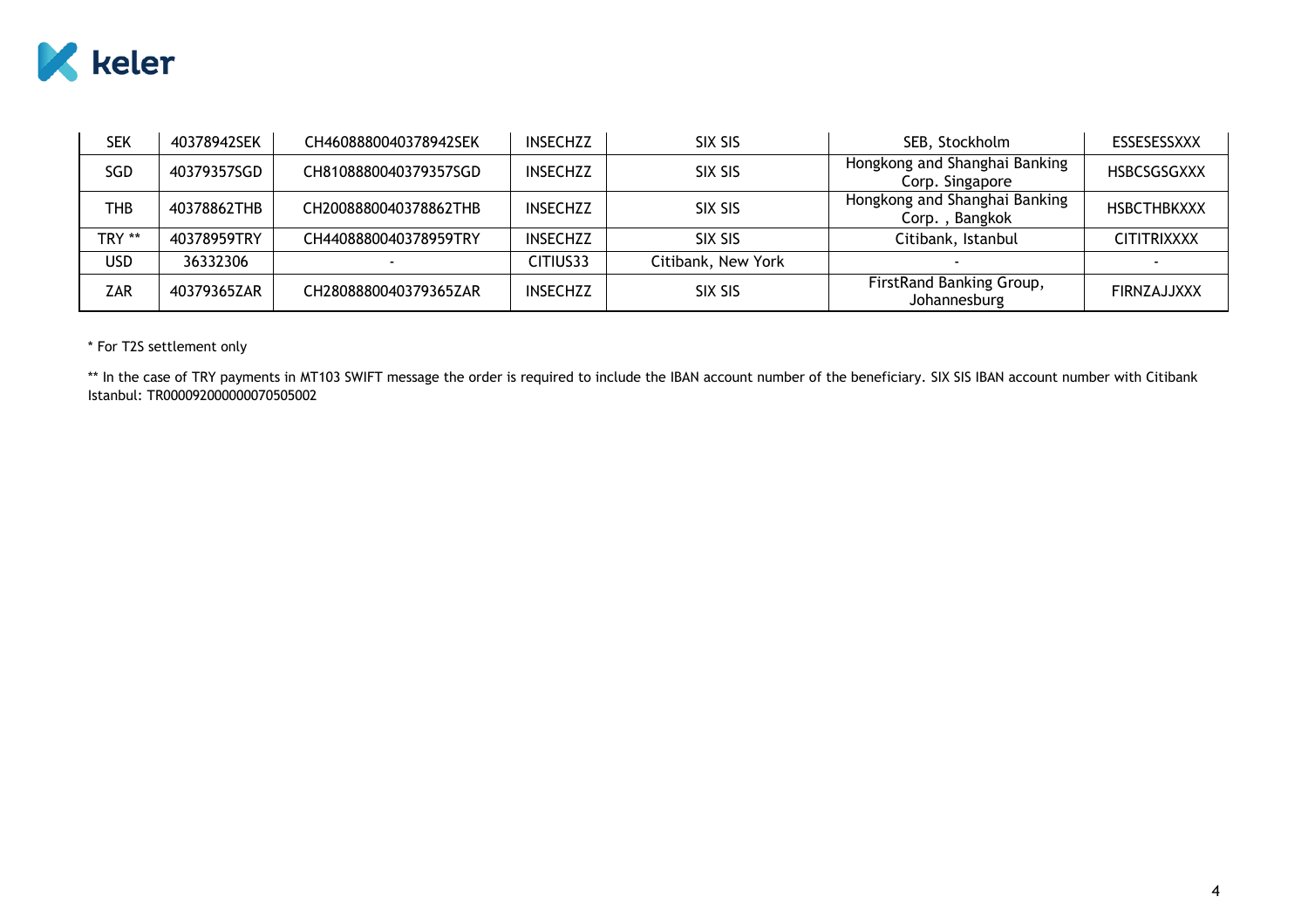| | | | | | | |
|---|---|---|---|---|---|---|
| SEK | 40378942SEK | CH4608880040378942SEK | INSECHZZ | SIX SIS | SEB, Stockholm | ESSESESSXXX |
| SGD | 40379357SGD | CH8108880040379357SGD | INSECHZZ | SIX SIS | Hongkong and Shanghai Banking Corp. Singapore | HSBCSGSGXXX |
| THB | 40378862THB | CH2008880040378862THB | INSECHZZ | SIX SIS | Hongkong and Shanghai Banking Corp. , Bangkok | HSBCTHBKXXX |
| TRY ** | 40378959TRY | CH4408880040378959TRY | INSECHZZ | SIX SIS | Citibank, Istanbul | CITITRIXXXX |
| USD | 36332306 | - | CITIUS33 | Citibank, New York | - | - |
| ZAR | 40379365ZAR | CH2808880040379365ZAR | INSECHZZ | SIX SIS | FirstRand Banking Group, Johannesburg | FIRNZAJJXXX |

* For T2S settlement only

** In the case of TRY payments in MT103 SWIFT message the order is required to include the IBAN account number of the beneficiary. SIX SIS IBAN account number with Citibank Istanbul: TR000092000000070505002